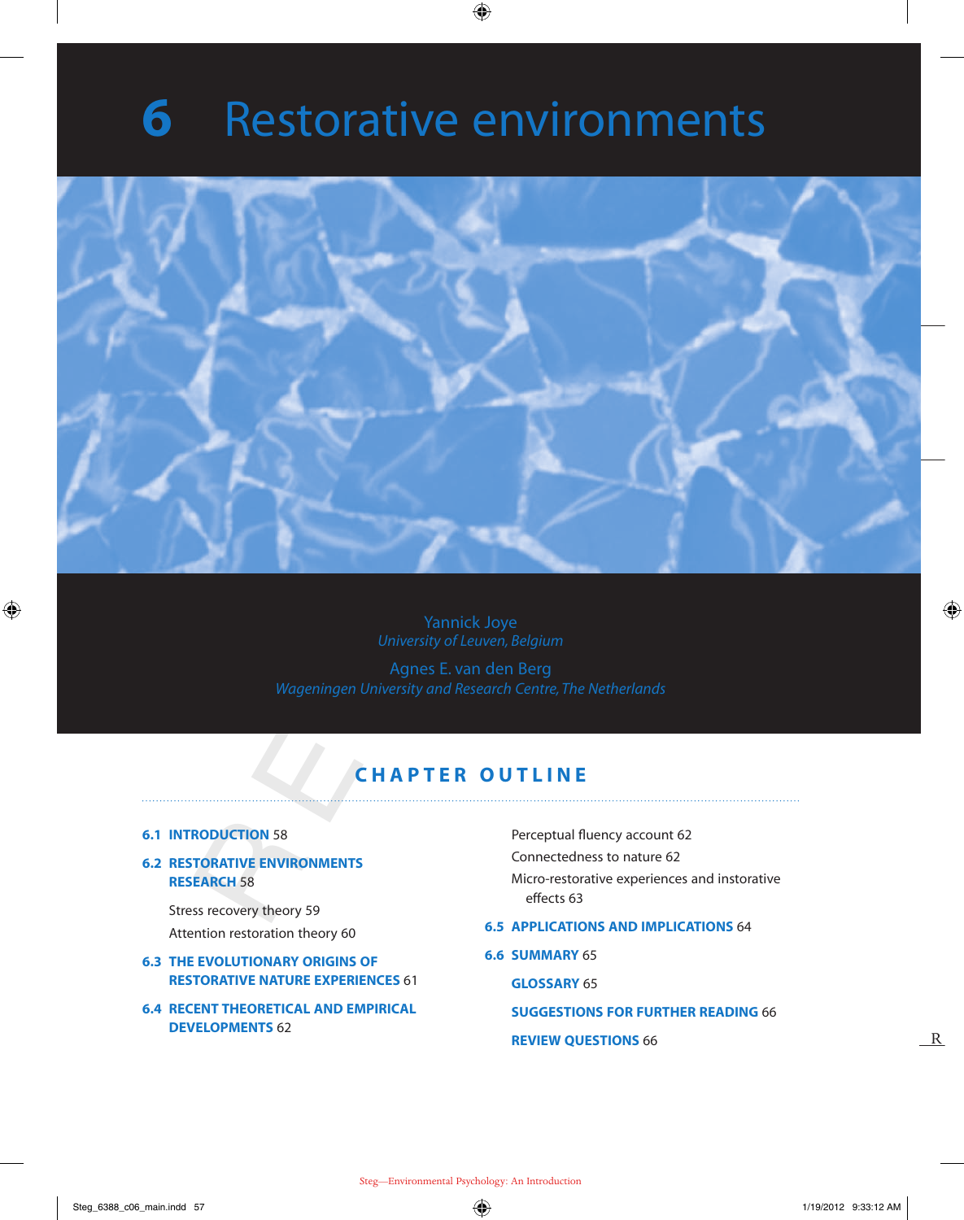# 6 Restorative environments

Yannick Joye
*University of Leuven, Belgium*

Agnes E. van den Berg
*Wageningen University and Research Centre, The Netherlands*

## CHAPTER OUTLINE

**6.1 INTRODUCTION** 58

**6.2 RESTORATIVE ENVIRONMENTS RESEARCH** 58

- Stress recovery theory 59
- Attention restoration theory 60

**6.3 THE EVOLUTIONARY ORIGINS OF RESTORATIVE NATURE EXPERIENCES** 61

**6.4 RECENT THEORETICAL AND EMPIRICAL DEVELOPMENTS** 62

- Perceptual fluency account 62
- Connectedness to nature 62
- Micro-restorative experiences and instorative effects 63

**6.5 APPLICATIONS AND IMPLICATIONS** 64

**6.6 SUMMARY** 65

**GLOSSARY** 65

**SUGGESTIONS FOR FURTHER READING** 66

**REVIEW QUESTIONS** 66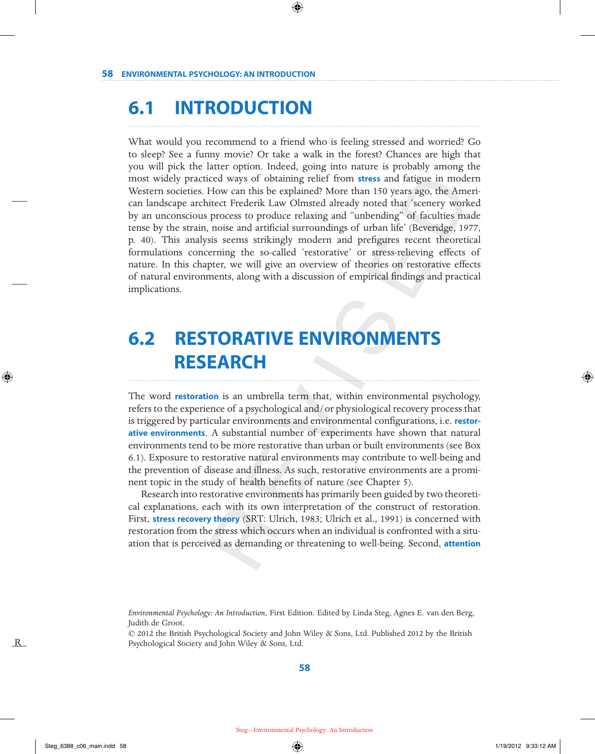## 6.1 INTRODUCTION

What would you recommend to a friend who is feeling stressed and worried? Go to sleep? See a funny movie? Or take a walk in the forest? Chances are high that you will pick the latter option. Indeed, going into nature is probably among the most widely practiced ways of obtaining relief from **stress** and fatigue in modern Western societies. How can this be explained? More than 150 years ago, the American landscape architect Frederik Law Olmsted already noted that 'scenery worked by an unconscious process to produce relaxing and "unbending" of faculties made tense by the strain, noise and artificial surroundings of urban life' (Beveridge, 1977, p. 40). This analysis seems strikingly modern and prefigures recent theoretical formulations concerning the so-called 'restorative' or stress-relieving effects of nature. In this chapter, we will give an overview of theories on restorative effects of natural environments, along with a discussion of empirical findings and practical implications.

## 6.2 RESTORATIVE ENVIRONMENTS RESEARCH

The word **restoration** is an umbrella term that, within environmental psychology, refers to the experience of a psychological and/or physiological recovery process that is triggered by particular environments and environmental configurations, i.e. **restorative environments**. A substantial number of experiments have shown that natural environments tend to be more restorative than urban or built environments (see Box 6.1). Exposure to restorative natural environments may contribute to well-being and the prevention of disease and illness. As such, restorative environments are a prominent topic in the study of health benefits of nature (see Chapter 5).

Research into restorative environments has primarily been guided by two theoretical explanations, each with its own interpretation of the construct of restoration. First, **stress recovery theory** (SRT: Ulrich, 1983; Ulrich et al., 1991) is concerned with restoration from the stress which occurs when an individual is confronted with a situation that is perceived as demanding or threatening to well-being. Second, **attention**

*Environmental Psychology: An Introduction*, First Edition. Edited by Linda Steg, Agnes E. van den Berg, Judith de Groot.
© 2012 the British Psychological Society and John Wiley & Sons, Ltd. Published 2012 by the British Psychological Society and John Wiley & Sons, Ltd.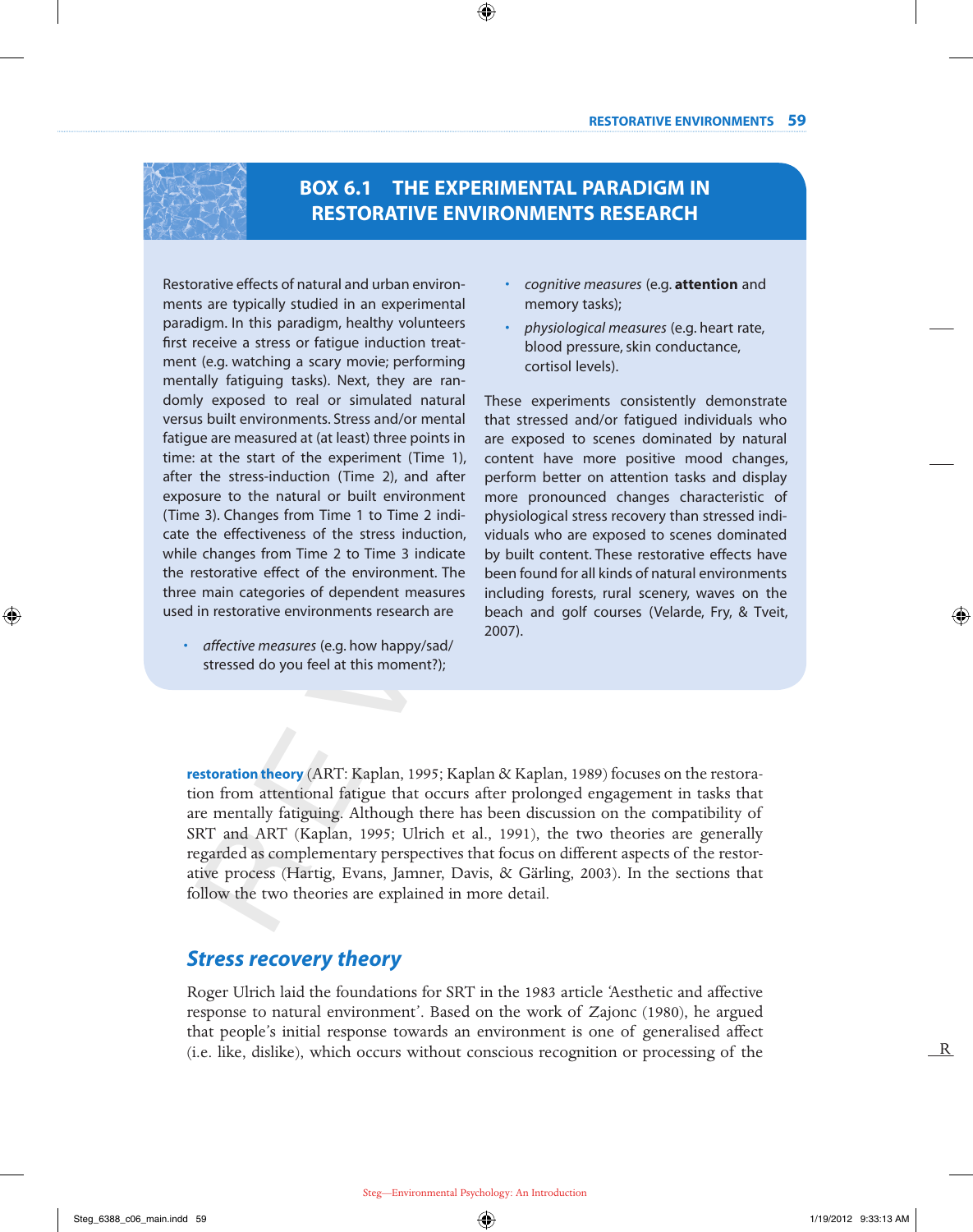## BOX 6.1 THE EXPERIMENTAL PARADIGM IN RESTORATIVE ENVIRONMENTS RESEARCH

Restorative effects of natural and urban environments are typically studied in an experimental paradigm. In this paradigm, healthy volunteers first receive a stress or fatigue induction treatment (e.g. watching a scary movie; performing mentally fatiguing tasks). Next, they are randomly exposed to real or simulated natural versus built environments. Stress and/or mental fatigue are measured at (at least) three points in time: at the start of the experiment (Time 1), after the stress-induction (Time 2), and after exposure to the natural or built environment (Time 3). Changes from Time 1 to Time 2 indicate the effectiveness of the stress induction, while changes from Time 2 to Time 3 indicate the restorative effect of the environment. The three main categories of dependent measures used in restorative environments research are

- *affective measures* (e.g. how happy/sad/stressed do you feel at this moment?);
- *cognitive measures* (e.g. **attention** and memory tasks);
- *physiological measures* (e.g. heart rate, blood pressure, skin conductance, cortisol levels).

These experiments consistently demonstrate that stressed and/or fatigued individuals who are exposed to scenes dominated by natural content have more positive mood changes, perform better on attention tasks and display more pronounced changes characteristic of physiological stress recovery than stressed individuals who are exposed to scenes dominated by built content. These restorative effects have been found for all kinds of natural environments including forests, rural scenery, waves on the beach and golf courses (Velarde, Fry, & Tveit, 2007).

**restoration theory** (ART: Kaplan, 1995; Kaplan & Kaplan, 1989) focuses on the restoration from attentional fatigue that occurs after prolonged engagement in tasks that are mentally fatiguing. Although there has been discussion on the compatibility of SRT and ART (Kaplan, 1995; Ulrich et al., 1991), the two theories are generally regarded as complementary perspectives that focus on different aspects of the restorative process (Hartig, Evans, Jamner, Davis, & Gärling, 2003). In the sections that follow the two theories are explained in more detail.

## Stress recovery theory

Roger Ulrich laid the foundations for SRT in the 1983 article 'Aesthetic and affective response to natural environment'. Based on the work of Zajonc (1980), he argued that people's initial response towards an environment is one of generalised affect (i.e. like, dislike), which occurs without conscious recognition or processing of the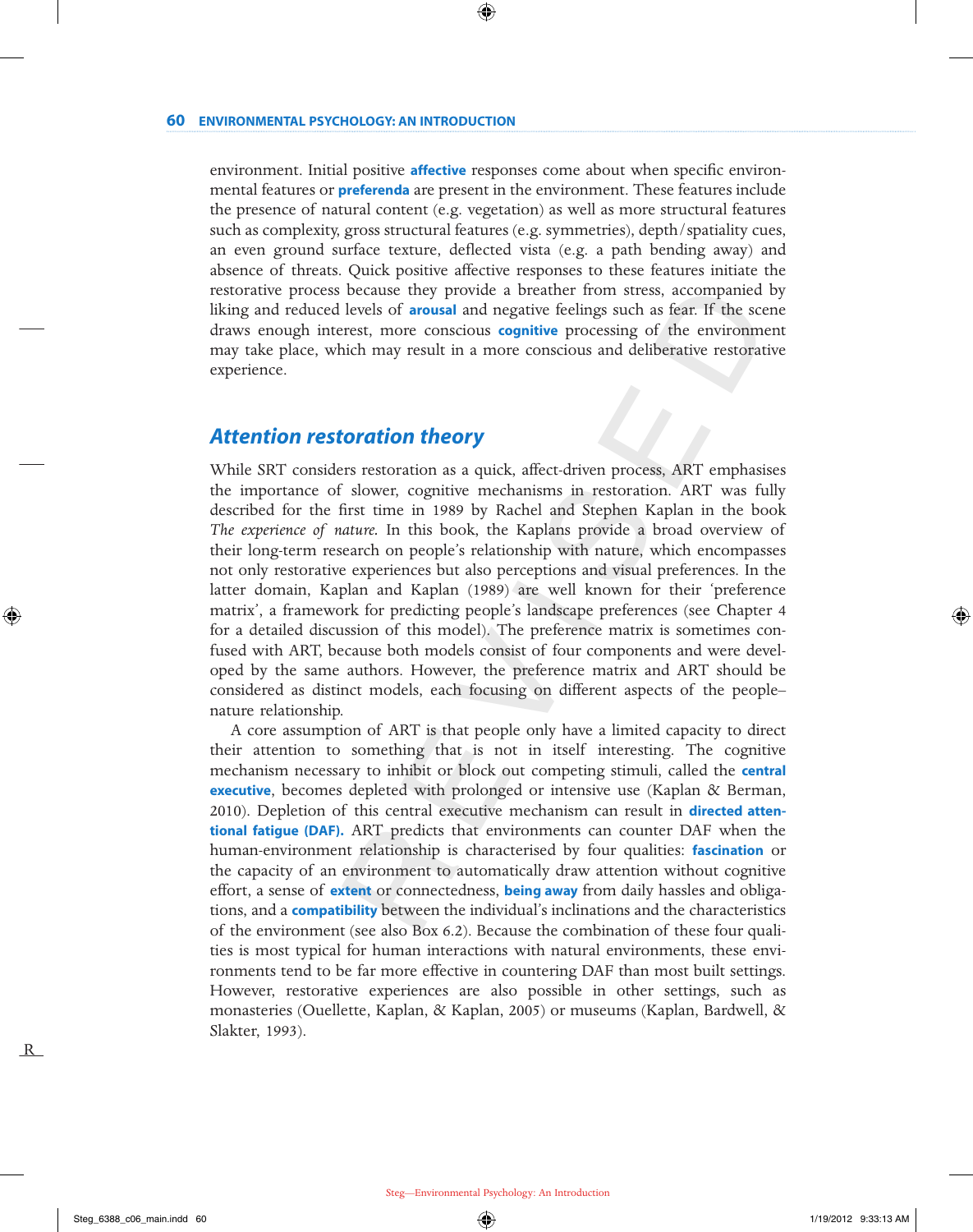environment. Initial positive **affective** responses come about when specific environmental features or **preferenda** are present in the environment. These features include the presence of natural content (e.g. vegetation) as well as more structural features such as complexity, gross structural features (e.g. symmetries), depth/spatiality cues, an even ground surface texture, deflected vista (e.g. a path bending away) and absence of threats. Quick positive affective responses to these features initiate the restorative process because they provide a breather from stress, accompanied by liking and reduced levels of **arousal** and negative feelings such as fear. If the scene draws enough interest, more conscious **cognitive** processing of the environment may take place, which may result in a more conscious and deliberative restorative experience.

## Attention restoration theory

While SRT considers restoration as a quick, affect-driven process, ART emphasises the importance of slower, cognitive mechanisms in restoration. ART was fully described for the first time in 1989 by Rachel and Stephen Kaplan in the book *The experience of nature*. In this book, the Kaplans provide a broad overview of their long-term research on people's relationship with nature, which encompasses not only restorative experiences but also perceptions and visual preferences. In the latter domain, Kaplan and Kaplan (1989) are well known for their 'preference matrix', a framework for predicting people's landscape preferences (see Chapter 4 for a detailed discussion of this model). The preference matrix is sometimes confused with ART, because both models consist of four components and were developed by the same authors. However, the preference matrix and ART should be considered as distinct models, each focusing on different aspects of the people–nature relationship.

A core assumption of ART is that people only have a limited capacity to direct their attention to something that is not in itself interesting. The cognitive mechanism necessary to inhibit or block out competing stimuli, called the **central executive**, becomes depleted with prolonged or intensive use (Kaplan & Berman, 2010). Depletion of this central executive mechanism can result in **directed attentional fatigue (DAF).** ART predicts that environments can counter DAF when the human-environment relationship is characterised by four qualities: **fascination** or the capacity of an environment to automatically draw attention without cognitive effort, a sense of **extent** or connectedness, **being away** from daily hassles and obligations, and a **compatibility** between the individual's inclinations and the characteristics of the environment (see also Box 6.2). Because the combination of these four qualities is most typical for human interactions with natural environments, these environments tend to be far more effective in countering DAF than most built settings. However, restorative experiences are also possible in other settings, such as monasteries (Ouellette, Kaplan, & Kaplan, 2005) or museums (Kaplan, Bardwell, & Slakter, 1993).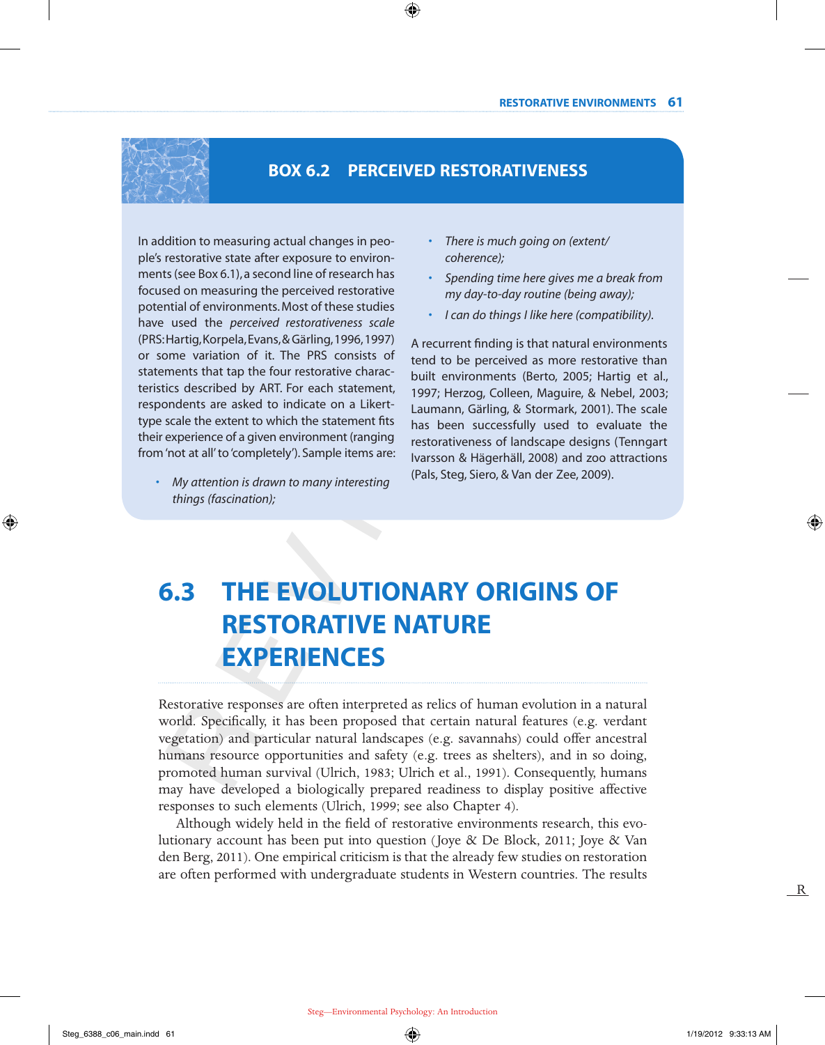## BOX 6.2 PERCEIVED RESTORATIVENESS

In addition to measuring actual changes in people's restorative state after exposure to environments (see Box 6.1), a second line of research has focused on measuring the perceived restorative potential of environments. Most of these studies have used the *perceived restorativeness scale* (PRS: Hartig, Korpela, Evans, & Gärling, 1996, 1997) or some variation of it. The PRS consists of statements that tap the four restorative characteristics described by ART. For each statement, respondents are asked to indicate on a Likert-type scale the extent to which the statement fits their experience of a given environment (ranging from 'not at all' to 'completely'). Sample items are:

- *My attention is drawn to many interesting things (fascination);*
- *There is much going on (extent/coherence);*
- *Spending time here gives me a break from my day-to-day routine (being away);*
- *I can do things I like here (compatibility).*

A recurrent finding is that natural environments tend to be perceived as more restorative than built environments (Berto, 2005; Hartig et al., 1997; Herzog, Colleen, Maguire, & Nebel, 2003; Laumann, Gärling, & Stormark, 2001). The scale has been successfully used to evaluate the restorativeness of landscape designs (Tenngart Ivarsson & Hägerhäll, 2008) and zoo attractions (Pals, Steg, Siero, & Van der Zee, 2009).

## 6.3 THE EVOLUTIONARY ORIGINS OF RESTORATIVE NATURE EXPERIENCES

Restorative responses are often interpreted as relics of human evolution in a natural world. Specifically, it has been proposed that certain natural features (e.g. verdant vegetation) and particular natural landscapes (e.g. savannahs) could offer ancestral humans resource opportunities and safety (e.g. trees as shelters), and in so doing, promoted human survival (Ulrich, 1983; Ulrich et al., 1991). Consequently, humans may have developed a biologically prepared readiness to display positive affective responses to such elements (Ulrich, 1999; see also Chapter 4).

Although widely held in the field of restorative environments research, this evolutionary account has been put into question (Joye & De Block, 2011; Joye & Van den Berg, 2011). One empirical criticism is that the already few studies on restoration are often performed with undergraduate students in Western countries. The results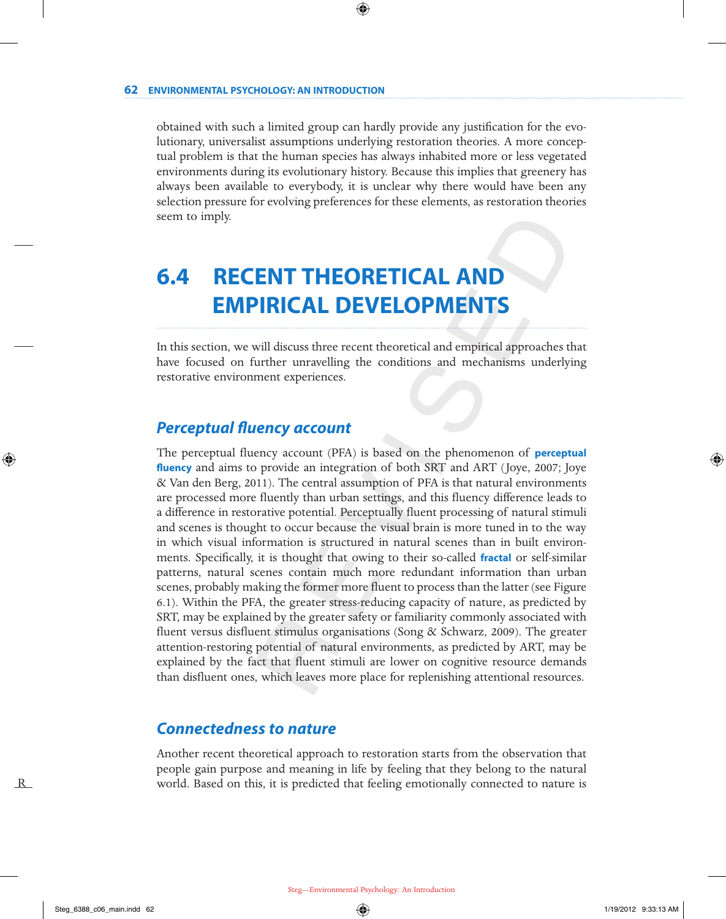obtained with such a limited group can hardly provide any justification for the evolutionary, universalist assumptions underlying restoration theories. A more conceptual problem is that the human species has always inhabited more or less vegetated environments during its evolutionary history. Because this implies that greenery has always been available to everybody, it is unclear why there would have been any selection pressure for evolving preferences for these elements, as restoration theories seem to imply.

## 6.4 RECENT THEORETICAL AND EMPIRICAL DEVELOPMENTS

In this section, we will discuss three recent theoretical and empirical approaches that have focused on further unravelling the conditions and mechanisms underlying restorative environment experiences.

### *Perceptual fluency account*

The perceptual fluency account (PFA) is based on the phenomenon of **perceptual fluency** and aims to provide an integration of both SRT and ART (Joye, 2007; Joye & Van den Berg, 2011). The central assumption of PFA is that natural environments are processed more fluently than urban settings, and this fluency difference leads to a difference in restorative potential. Perceptually fluent processing of natural stimuli and scenes is thought to occur because the visual brain is more tuned in to the way in which visual information is structured in natural scenes than in built environments. Specifically, it is thought that owing to their so-called **fractal** or self-similar patterns, natural scenes contain much more redundant information than urban scenes, probably making the former more fluent to process than the latter (see Figure 6.1). Within the PFA, the greater stress-reducing capacity of nature, as predicted by SRT, may be explained by the greater safety or familiarity commonly associated with fluent versus disfluent stimulus organisations (Song & Schwarz, 2009). The greater attention-restoring potential of natural environments, as predicted by ART, may be explained by the fact that fluent stimuli are lower on cognitive resource demands than disfluent ones, which leaves more place for replenishing attentional resources.

### *Connectedness to nature*

Another recent theoretical approach to restoration starts from the observation that people gain purpose and meaning in life by feeling that they belong to the natural world. Based on this, it is predicted that feeling emotionally connected to nature is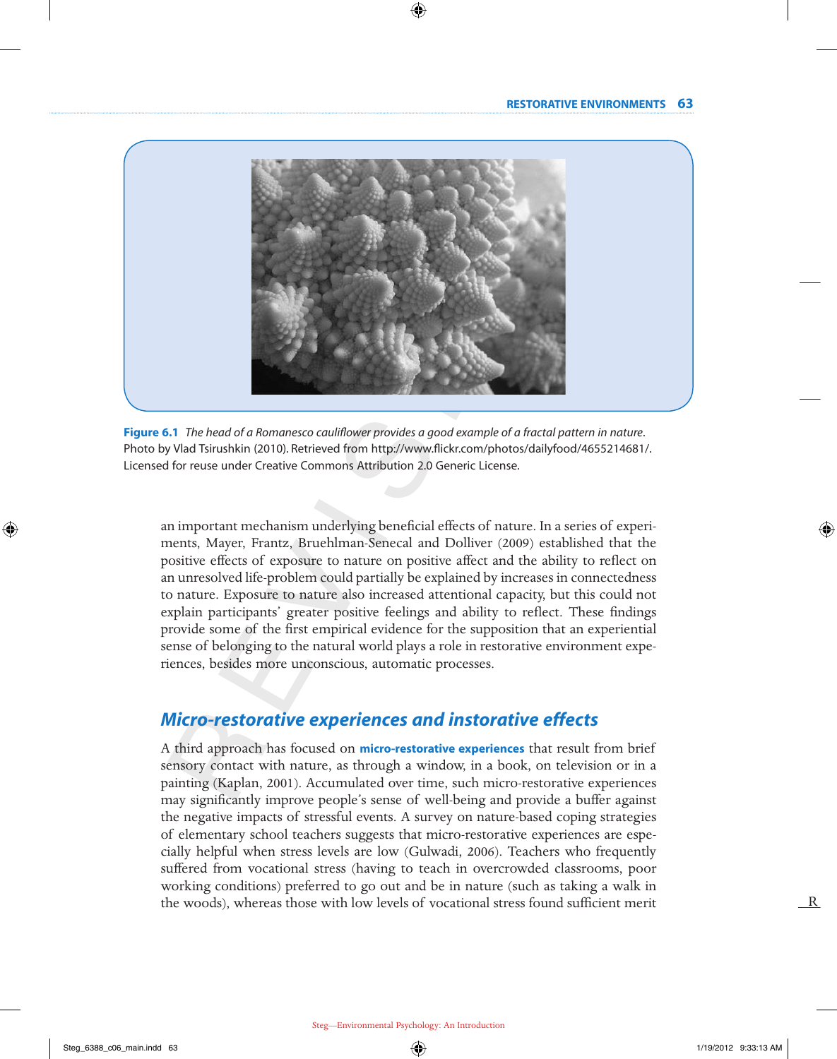**Figure 6.1** *The head of a Romanesco cauliflower provides a good example of a fractal pattern in nature.* Photo by Vlad Tsirushkin (2010). Retrieved from http://www.flickr.com/photos/dailyfood/4655214681/. Licensed for reuse under Creative Commons Attribution 2.0 Generic License.

an important mechanism underlying beneficial effects of nature. In a series of experiments, Mayer, Frantz, Bruehlman-Senecal and Dolliver (2009) established that the positive effects of exposure to nature on positive affect and the ability to reflect on an unresolved life-problem could partially be explained by increases in connectedness to nature. Exposure to nature also increased attentional capacity, but this could not explain participants' greater positive feelings and ability to reflect. These findings provide some of the first empirical evidence for the supposition that an experiential sense of belonging to the natural world plays a role in restorative environment experiences, besides more unconscious, automatic processes.

## *Micro-restorative experiences and instorative effects*

A third approach has focused on **micro-restorative experiences** that result from brief sensory contact with nature, as through a window, in a book, on television or in a painting (Kaplan, 2001). Accumulated over time, such micro-restorative experiences may significantly improve people's sense of well-being and provide a buffer against the negative impacts of stressful events. A survey on nature-based coping strategies of elementary school teachers suggests that micro-restorative experiences are especially helpful when stress levels are low (Gulwadi, 2006). Teachers who frequently suffered from vocational stress (having to teach in overcrowded classrooms, poor working conditions) preferred to go out and be in nature (such as taking a walk in the woods), whereas those with low levels of vocational stress found sufficient merit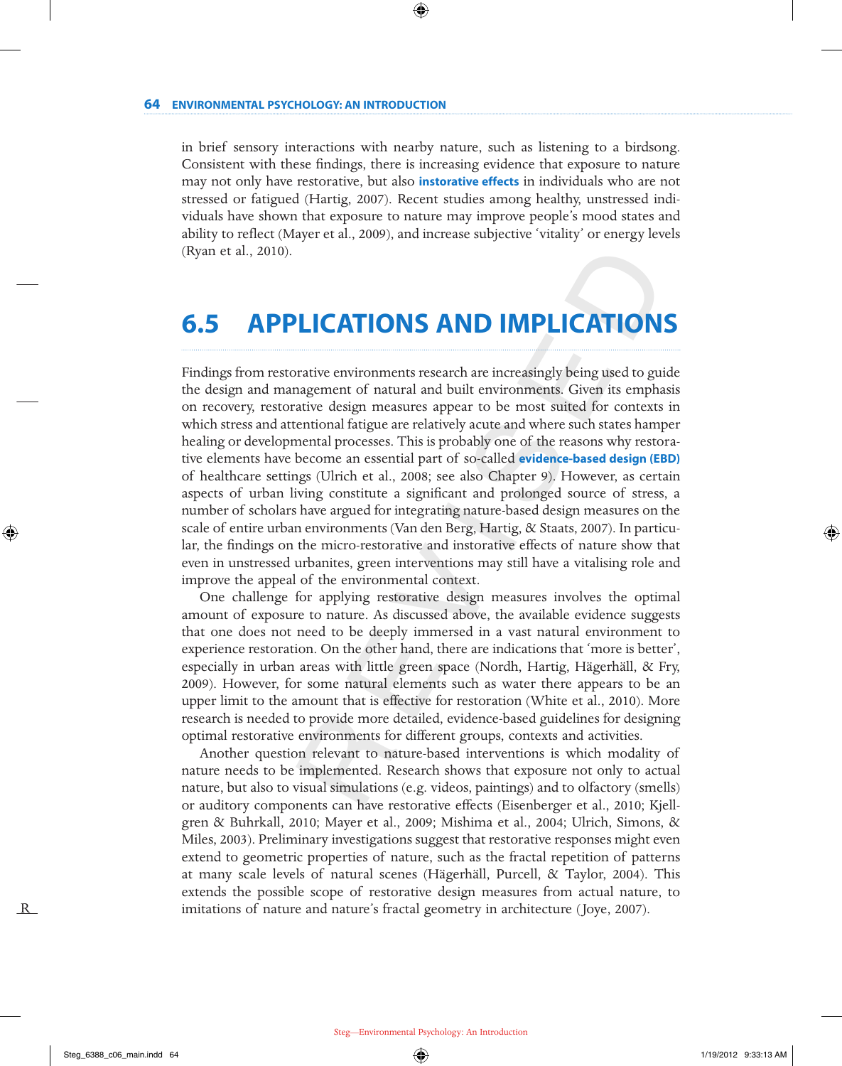in brief sensory interactions with nearby nature, such as listening to a birdsong. Consistent with these findings, there is increasing evidence that exposure to nature may not only have restorative, but also **instorative effects** in individuals who are not stressed or fatigued (Hartig, 2007). Recent studies among healthy, unstressed individuals have shown that exposure to nature may improve people's mood states and ability to reflect (Mayer et al., 2009), and increase subjective 'vitality' or energy levels (Ryan et al., 2010).

## 6.5 APPLICATIONS AND IMPLICATIONS

Findings from restorative environments research are increasingly being used to guide the design and management of natural and built environments. Given its emphasis on recovery, restorative design measures appear to be most suited for contexts in which stress and attentional fatigue are relatively acute and where such states hamper healing or developmental processes. This is probably one of the reasons why restorative elements have become an essential part of so-called **evidence-based design (EBD)** of healthcare settings (Ulrich et al., 2008; see also Chapter 9). However, as certain aspects of urban living constitute a significant and prolonged source of stress, a number of scholars have argued for integrating nature-based design measures on the scale of entire urban environments (Van den Berg, Hartig, & Staats, 2007). In particular, the findings on the micro-restorative and instorative effects of nature show that even in unstressed urbanites, green interventions may still have a vitalising role and improve the appeal of the environmental context.

One challenge for applying restorative design measures involves the optimal amount of exposure to nature. As discussed above, the available evidence suggests that one does not need to be deeply immersed in a vast natural environment to experience restoration. On the other hand, there are indications that 'more is better', especially in urban areas with little green space (Nordh, Hartig, Hägerhäll, & Fry, 2009). However, for some natural elements such as water there appears to be an upper limit to the amount that is effective for restoration (White et al., 2010). More research is needed to provide more detailed, evidence-based guidelines for designing optimal restorative environments for different groups, contexts and activities.

Another question relevant to nature-based interventions is which modality of nature needs to be implemented. Research shows that exposure not only to actual nature, but also to visual simulations (e.g. videos, paintings) and to olfactory (smells) or auditory components can have restorative effects (Eisenberger et al., 2010; Kjellgren & Buhrkall, 2010; Mayer et al., 2009; Mishima et al., 2004; Ulrich, Simons, & Miles, 2003). Preliminary investigations suggest that restorative responses might even extend to geometric properties of nature, such as the fractal repetition of patterns at many scale levels of natural scenes (Hägerhäll, Purcell, & Taylor, 2004). This extends the possible scope of restorative design measures from actual nature, to imitations of nature and nature's fractal geometry in architecture (Joye, 2007).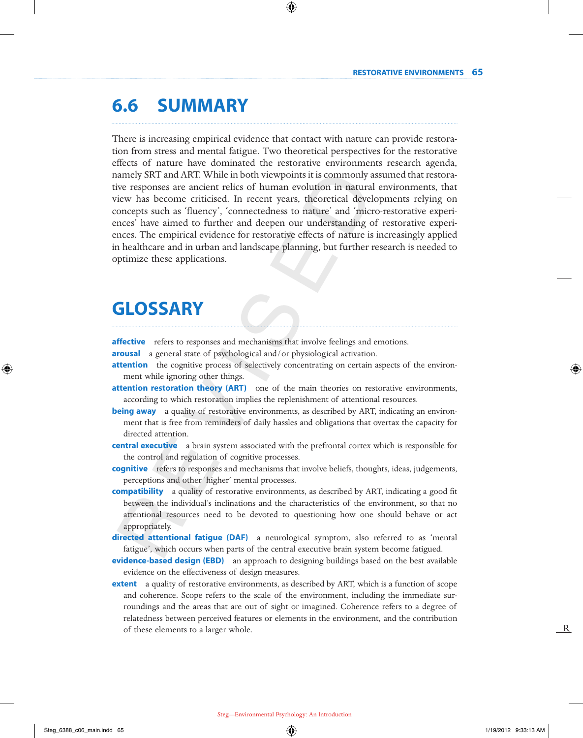## 6.6 SUMMARY

There is increasing empirical evidence that contact with nature can provide restoration from stress and mental fatigue. Two theoretical perspectives for the restorative effects of nature have dominated the restorative environments research agenda, namely SRT and ART. While in both viewpoints it is commonly assumed that restorative responses are ancient relics of human evolution in natural environments, that view has become criticised. In recent years, theoretical developments relying on concepts such as 'fluency', 'connectedness to nature' and 'micro-restorative experiences' have aimed to further and deepen our understanding of restorative experiences. The empirical evidence for restorative effects of nature is increasingly applied in healthcare and in urban and landscape planning, but further research is needed to optimize these applications.

## GLOSSARY

**affective** refers to responses and mechanisms that involve feelings and emotions.

**arousal** a general state of psychological and/or physiological activation.

**attention** the cognitive process of selectively concentrating on certain aspects of the environment while ignoring other things.

**attention restoration theory (ART)** one of the main theories on restorative environments, according to which restoration implies the replenishment of attentional resources.

**being away** a quality of restorative environments, as described by ART, indicating an environment that is free from reminders of daily hassles and obligations that overtax the capacity for directed attention.

**central executive** a brain system associated with the prefrontal cortex which is responsible for the control and regulation of cognitive processes.

**cognitive** refers to responses and mechanisms that involve beliefs, thoughts, ideas, judgements, perceptions and other 'higher' mental processes.

**compatibility** a quality of restorative environments, as described by ART, indicating a good fit between the individual's inclinations and the characteristics of the environment, so that no attentional resources need to be devoted to questioning how one should behave or act appropriately.

**directed attentional fatigue (DAF)** a neurological symptom, also referred to as 'mental fatigue', which occurs when parts of the central executive brain system become fatigued.

**evidence-based design (EBD)** an approach to designing buildings based on the best available evidence on the effectiveness of design measures.

**extent** a quality of restorative environments, as described by ART, which is a function of scope and coherence. Scope refers to the scale of the environment, including the immediate surroundings and the areas that are out of sight or imagined. Coherence refers to a degree of relatedness between perceived features or elements in the environment, and the contribution of these elements to a larger whole.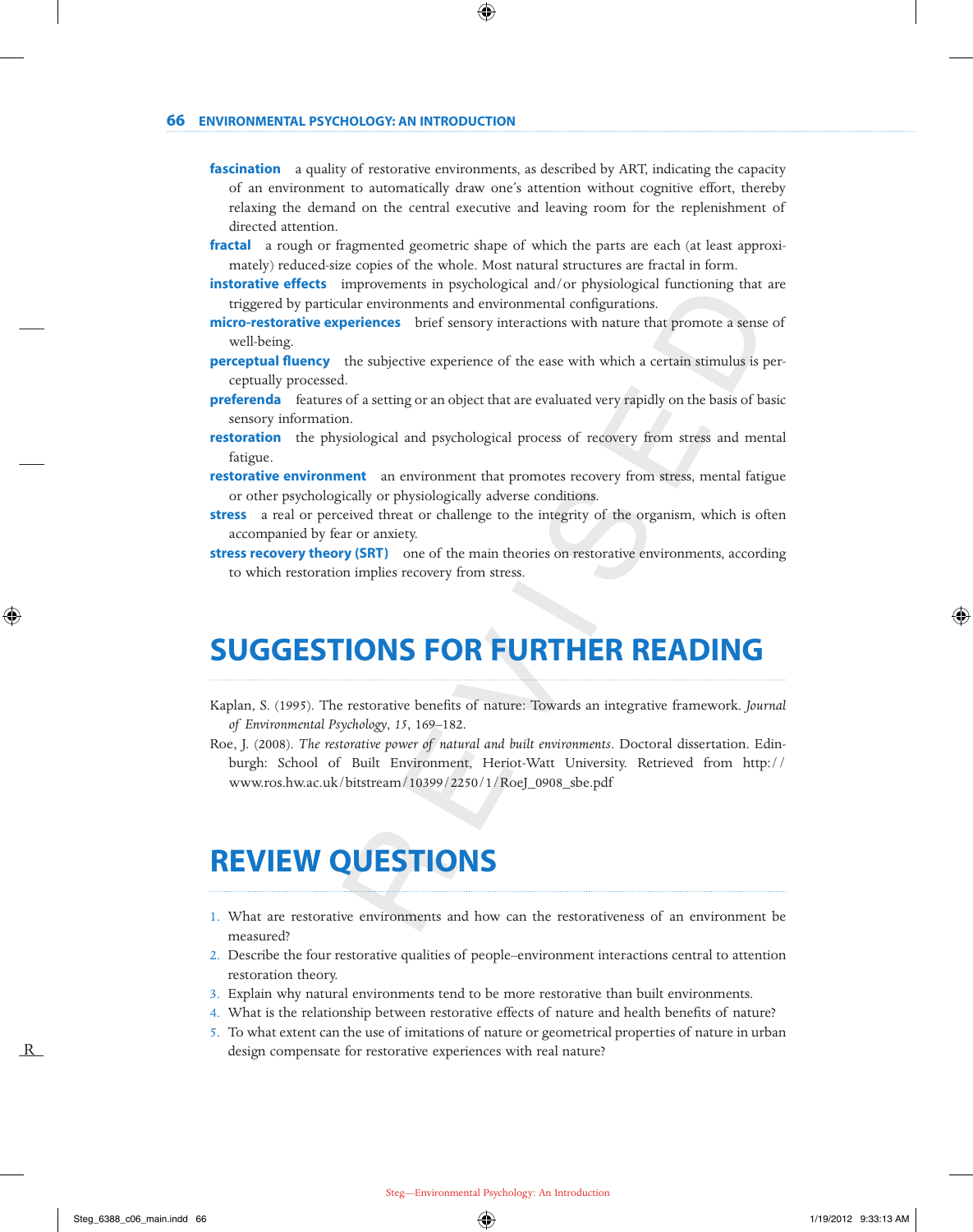**fascination** a quality of restorative environments, as described by ART, indicating the capacity of an environment to automatically draw one's attention without cognitive effort, thereby relaxing the demand on the central executive and leaving room for the replenishment of directed attention.

**fractal** a rough or fragmented geometric shape of which the parts are each (at least approximately) reduced-size copies of the whole. Most natural structures are fractal in form.

**instorative effects** improvements in psychological and/or physiological functioning that are triggered by particular environments and environmental configurations.

**micro-restorative experiences** brief sensory interactions with nature that promote a sense of well-being.

**perceptual fluency** the subjective experience of the ease with which a certain stimulus is perceptually processed.

**preferenda** features of a setting or an object that are evaluated very rapidly on the basis of basic sensory information.

**restoration** the physiological and psychological process of recovery from stress and mental fatigue.

**restorative environment** an environment that promotes recovery from stress, mental fatigue or other psychologically or physiologically adverse conditions.

**stress** a real or perceived threat or challenge to the integrity of the organism, which is often accompanied by fear or anxiety.

**stress recovery theory (SRT)** one of the main theories on restorative environments, according to which restoration implies recovery from stress.

# SUGGESTIONS FOR FURTHER READING

Kaplan, S. (1995). The restorative benefits of nature: Towards an integrative framework. *Journal of Environmental Psychology*, *15*, 169–182.

Roe, J. (2008). *The restorative power of natural and built environments*. Doctoral dissertation. Edinburgh: School of Built Environment, Heriot-Watt University. Retrieved from http://www.ros.hw.ac.uk/bitstream/10399/2250/1/RoeJ_0908_sbe.pdf

# REVIEW QUESTIONS

1. What are restorative environments and how can the restorativeness of an environment be measured?
2. Describe the four restorative qualities of people–environment interactions central to attention restoration theory.
3. Explain why natural environments tend to be more restorative than built environments.
4. What is the relationship between restorative effects of nature and health benefits of nature?
5. To what extent can the use of imitations of nature or geometrical properties of nature in urban design compensate for restorative experiences with real nature?